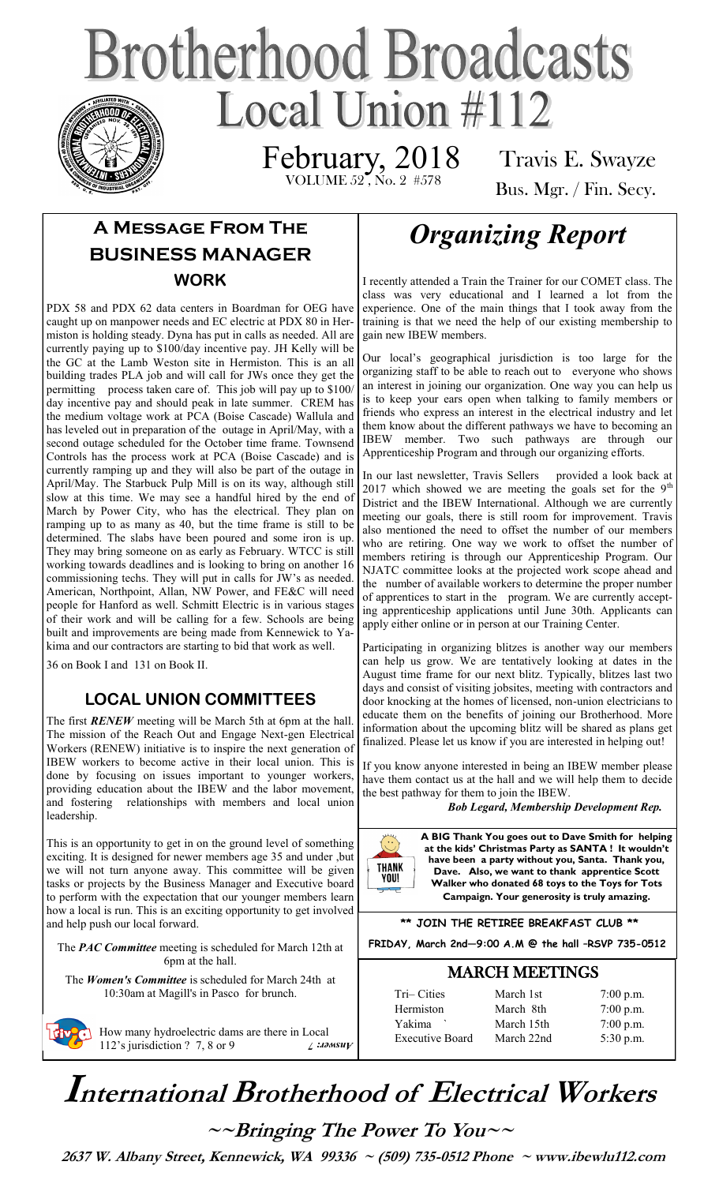# Brotherhood Broadcasts

# Local Union #112

February, 2018

VOLUME 52, No. 2 #578

Travis E. Swayze

Bus. Mgr. / Fin. Secy.

## A Message From The Business Manager

### WORK

PDX 58 and PDX 62 data centers in Boardman for OEG have caught up on manpower needs and EC electric at PDX 80 in Hermiston is holding steady. Dyna has put in calls as needed. All are currently paying up to $100/day incentive pay. JH Kelly will be the GC at the Lamb Weston site in Hermiston. This is an all building trades PLA job and will call for JWs once they get the permitting process taken care of. This job will pay up to $100/day incentive pay and should peak in late summer. CREM has the medium voltage work at PCA (Boise Cascade) Wallula and has leveled out in preparation of the outage in April/May, with a second outage scheduled for the October time frame. Townsend Controls has the process work at PCA (Boise Cascade) and is currently ramping up and they will also be part of the outage in April/May. The Starbuck Pulp Mill is on its way, although still slow at this time. We may see a handful hired by the end of March by Power City, who has the electrical. They plan on ramping up to as many as 40, but the time frame is still to be determined. The slabs have been poured and some iron is up. They may bring someone on as early as February. WTCC is still working towards deadlines and is looking to bring on another 16 commissioning techs. They will put in calls for JW's as needed. American, Northpoint, Allan, NW Power, and FE&C will need people for Hanford as well. Schmitt Electric is in various stages of their work and will be calling for a few. Schools are being built and improvements are being made from Kennewick to Yakima and our contractors are starting to bid that work as well.

36 on Book I and 131 on Book II.

### LOCAL UNION COMMITTEES

The first ***RENEW*** meeting will be March 5th at 6pm at the hall. The mission of the Reach Out and Engage Next-gen Electrical Workers (RENEW) initiative is to inspire the next generation of IBEW workers to become active in their local union. This is done by focusing on issues important to younger workers, providing education about the IBEW and the labor movement, and fostering relationships with members and local union leadership.

This is an opportunity to get in on the ground level of something exciting. It is designed for newer members age 35 and under ,but we will not turn anyone away. This committee will be given tasks or projects by the Business Manager and Executive board to perform with the expectation that our younger members learn how a local is run. This is an exciting opportunity to get involved and help push our local forward.

The ***PAC Committee*** meeting is scheduled for March 12th at 6pm at the hall.

The ***Women's Committee*** is scheduled for March 24th at 10:30am at Magill's in Pasco for brunch.

How many hydroelectric dams are there in Local 112's jurisdiction ? 7, 8 or 9

*Answer: 7*

## *Organizing Report*

I recently attended a Train the Trainer for our COMET class. The class was very educational and I learned a lot from the experience. One of the main things that I took away from the training is that we need the help of our existing membership to gain new IBEW members.

Our local's geographical jurisdiction is too large for the organizing staff to be able to reach out to everyone who shows an interest in joining our organization. One way you can help us is to keep your ears open when talking to family members or friends who express an interest in the electrical industry and let them know about the different pathways we have to becoming an IBEW member. Two such pathways are through our Apprenticeship Program and through our organizing efforts.

In our last newsletter, Travis Sellers provided a look back at 2017 which showed we are meeting the goals set for the 9th District and the IBEW International. Although we are currently meeting our goals, there is still room for improvement. Travis also mentioned the need to offset the number of our members who are retiring. One way we work to offset the number of members retiring is through our Apprenticeship Program. Our NJATC committee looks at the projected work scope ahead and the number of available workers to determine the proper number of apprentices to start in the program. We are currently accepting apprenticeship applications until June 30th. Applicants can apply either online or in person at our Training Center.

Participating in organizing blitzes is another way our members can help us grow. We are tentatively looking at dates in the August time frame for our next blitz. Typically, blitzes last two days and consist of visiting jobsites, meeting with contractors and door knocking at the homes of licensed, non-union electricians to educate them on the benefits of joining our Brotherhood. More information about the upcoming blitz will be shared as plans get finalized. Please let us know if you are interested in helping out!

If you know anyone interested in being an IBEW member please have them contact us at the hall and we will help them to decide the best pathway for them to join the IBEW.

***Bob Legard, Membership Development Rep.***

THANK YOU!

**A BIG Thank You goes out to Dave Smith for helping at the kids' Christmas Party as SANTA ! It wouldn't have been a party without you, Santa. Thank you, Dave. Also, we want to thank apprentice Scott Walker who donated 68 toys to the Toys for Tots Campaign. Your generosity is truly amazing.**

**\*\* JOIN THE RETIREE BREAKFAST CLUB \*\***

**FRIDAY, March 2nd—9:00 A.M @ the hall –RSVP 735-0512**

### MARCH MEETINGS

| | | |
|---|---|---|
| Tri– Cities | March 1st | 7:00 p.m. |
| Hermiston | March 8th | 7:00 p.m. |
| Yakima | March 15th | 7:00 p.m. |
| Executive Board | March 22nd | 5:30 p.m. |

# International Brotherhood of Electrical Workers

**~~Bringing The Power To You~~**

**2637 W. Albany Street, Kennewick, WA 99336 ~ (509) 735-0512 Phone ~ www.ibewlu112.com**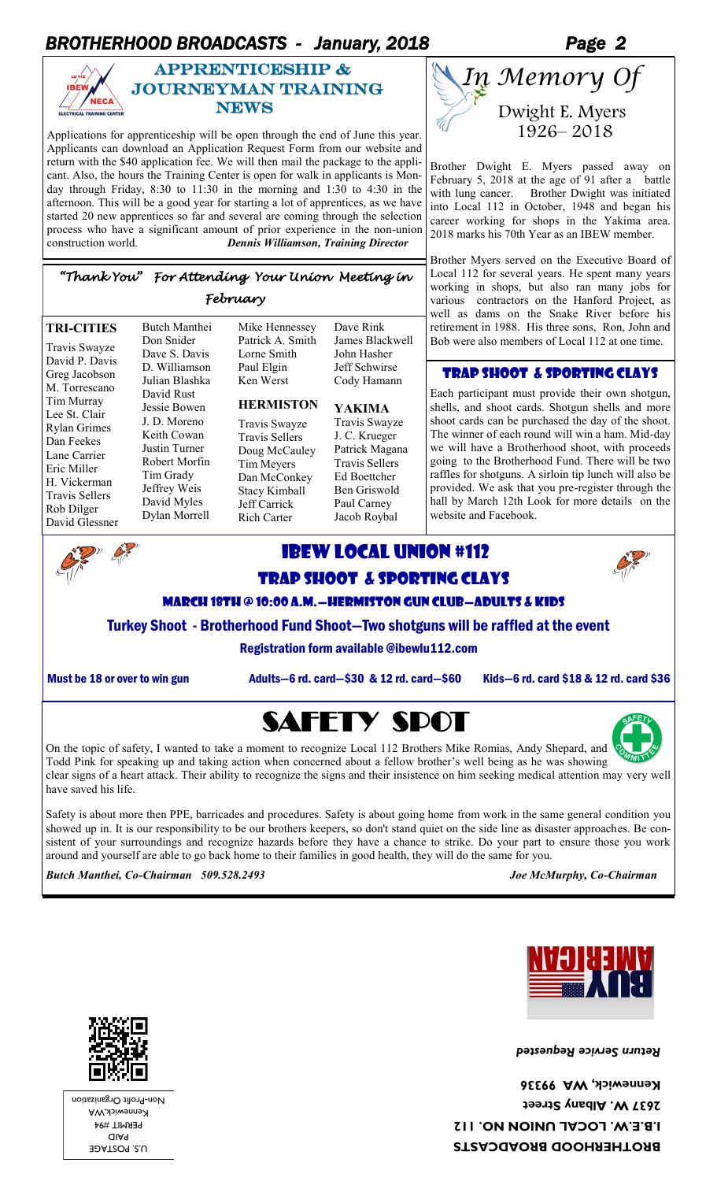## APPRENTICESHIP & JOURNEYMAN TRAINING NEWS

Applications for apprenticeship will be open through the end of June this year. Applicants can download an Application Request Form from our website and return with the $40 application fee. We will then mail the package to the applicant. Also, the hours the Training Center is open for walk in applicants is Monday through Friday, 8:30 to 11:30 in the morning and 1:30 to 4:30 in the afternoon. This will be a good year for starting a lot of apprentices, as we have started 20 new apprentices so far and several are coming through the selection process who have a significant amount of prior experience in the non-union construction world. ***Dennis Williamson, Training Director***

## *"Thank You" For Attending Your Union Meeting in February*

**TRI-CITIES**

Travis Swayze
David P. Davis
Greg Jacobson
M. Torrescano
Tim Murray
Lee St. Clair
Rylan Grimes
Dan Feekes
Lane Carrier
Eric Miller
H. Vickerman
Travis Sellers
Rob Dilger
David Glessner
Butch Manthei
Don Snider
Dave S. Davis
D. Williamson
Julian Blashka
David Rust
Jessie Bowen
J. D. Moreno
Keith Cowan
Justin Turner
Robert Morfin
Tim Grady
Jeffrey Weis
David Myles
Dylan Morrell
Mike Hennessey
Patrick A. Smith
Lorne Smith
Paul Elgin
Ken Werst
Dave Rink
James Blackwell
John Hasher
Jeff Schwirse
Cody Hamann

**HERMISTON**

Travis Swayze
Travis Sellers
Doug McCauley
Tim Meyers
Dan McConkey
Stacy Kimball
Jeff Carrick
Rich Carter

**YAKIMA**

Travis Swayze
J. C. Krueger
Patrick Magana
Travis Sellers
Ed Boettcher
Ben Griswold
Paul Carney
Jacob Roybal

## *In Memory Of*

### Dwight E. Myers
### 1926– 2018

Brother Dwight E. Myers passed away on February 5, 2018 at the age of 91 after a battle with lung cancer. Brother Dwight was initiated into Local 112 in October, 1948 and began his career working for shops in the Yakima area. 2018 marks his 70th Year as an IBEW member.

Brother Myers served on the Executive Board of Local 112 for several years. He spent many years working in shops, but also ran many jobs for various contractors on the Hanford Project, as well as dams on the Snake River before his retirement in 1988. His three sons, Ron, John and Bob were also members of Local 112 at one time.

## TRAP SHOOT & SPORTING CLAYS

Each participant must provide their own shotgun, shells, and shoot cards. Shotgun shells and more shoot cards can be purchased the day of the shoot. The winner of each round will win a ham. Mid-day we will have a Brotherhood shoot, with proceeds going to the Brotherhood Fund. There will be two raffles for shotguns. A sirloin tip lunch will also be provided. We ask that you pre-register through the hall by March 12th Look for more details on the website and Facebook.

## IBEW LOCAL UNION #112
## TRAP SHOOT & SPORTING CLAYS

**MARCH 18TH @ 10:00 A.M.—HERMISTON GUN CLUB—ADULTS & KIDS**

**Turkey Shoot - Brotherhood Fund Shoot—Two shotguns will be raffled at the event**

**Registration form available @ibewlu112.com**

**Must be 18 or over to win gun** **Adults—6 rd. card—$30 & 12 rd. card—$60** **Kids—6 rd. card $18 & 12 rd. card $36**

# SAFETY SPOT

On the topic of safety, I wanted to take a moment to recognize Local 112 Brothers Mike Romias, Andy Shepard, and Todd Pink for speaking up and taking action when concerned about a fellow brother's well being as he was showing clear signs of a heart attack. Their ability to recognize the signs and their insistence on him seeking medical attention may very well have saved his life.

Safety is about more then PPE, barricades and procedures. Safety is about going home from work in the same general condition you showed up in. It is our responsibility to be our brothers keepers, so don't stand quiet on the side line as disaster approaches. Be consistent of your surroundings and recognize hazards before they have a chance to strike. Do your part to ensure those you work around and yourself are able to go back home to their families in good health, they will do the same for you.

***Butch Manthei, Co-Chairman 509.528.2493*** ***Joe McMurphy, Co-Chairman***

**BROTHERHOOD BROADCASTS**
**I.B.E.W. LOCAL UNION NO. 112**
**2637 W. Albany Street**
**Kennewick, WA 99336**

***Return Service Requested***

U.S. POSTAGE
PAID
PERMIT #94
Kennewick,WA
Non-Profit Organization